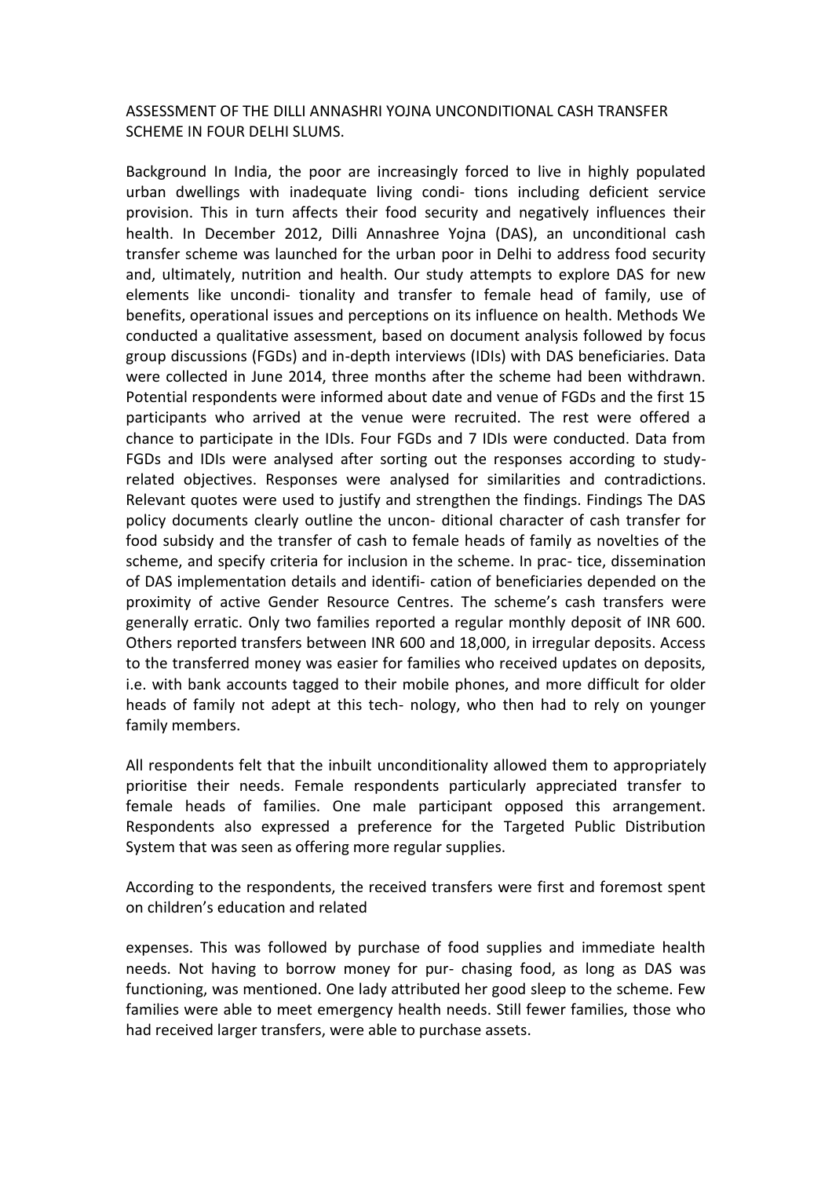# ASSESSMENT OF THE DILLI ANNASHRI YOJNA UNCONDITIONAL CASH TRANSFER SCHEME IN FOUR DELHI SLUMS.

Background In India, the poor are increasingly forced to live in highly populated urban dwellings with inadequate living condi- tions including deficient service provision. This in turn affects their food security and negatively influences their health. In December 2012, Dilli Annashree Yojna (DAS), an unconditional cash transfer scheme was launched for the urban poor in Delhi to address food security and, ultimately, nutrition and health. Our study attempts to explore DAS for new elements like uncondi- tionality and transfer to female head of family, use of benefits, operational issues and perceptions on its influence on health. Methods We conducted a qualitative assessment, based on document analysis followed by focus group discussions (FGDs) and in-depth interviews (IDIs) with DAS beneficiaries. Data were collected in June 2014, three months after the scheme had been withdrawn. Potential respondents were informed about date and venue of FGDs and the first 15 participants who arrived at the venue were recruited. The rest were offered a chance to participate in the IDIs. Four FGDs and 7 IDIs were conducted. Data from FGDs and IDIs were analysed after sorting out the responses according to study-related objectives. Responses were analysed for similarities and contradictions. Relevant quotes were used to justify and strengthen the findings. Findings The DAS policy documents clearly outline the uncon- ditional character of cash transfer for food subsidy and the transfer of cash to female heads of family as novelties of the scheme, and specify criteria for inclusion in the scheme. In prac- tice, dissemination of DAS implementation details and identifi- cation of beneficiaries depended on the proximity of active Gender Resource Centres. The scheme's cash transfers were generally erratic. Only two families reported a regular monthly deposit of INR 600. Others reported transfers between INR 600 and 18,000, in irregular deposits. Access to the transferred money was easier for families who received updates on deposits, i.e. with bank accounts tagged to their mobile phones, and more difficult for older heads of family not adept at this tech- nology, who then had to rely on younger family members.

All respondents felt that the inbuilt unconditionality allowed them to appropriately prioritise their needs. Female respondents particularly appreciated transfer to female heads of families. One male participant opposed this arrangement. Respondents also expressed a preference for the Targeted Public Distribution System that was seen as offering more regular supplies.

According to the respondents, the received transfers were first and foremost spent on children's education and related expenses. This was followed by purchase of food supplies and immediate health needs. Not having to borrow money for pur- chasing food, as long as DAS was functioning, was mentioned. One lady attributed her good sleep to the scheme. Few families were able to meet emergency health needs. Still fewer families, those who had received larger transfers, were able to purchase assets.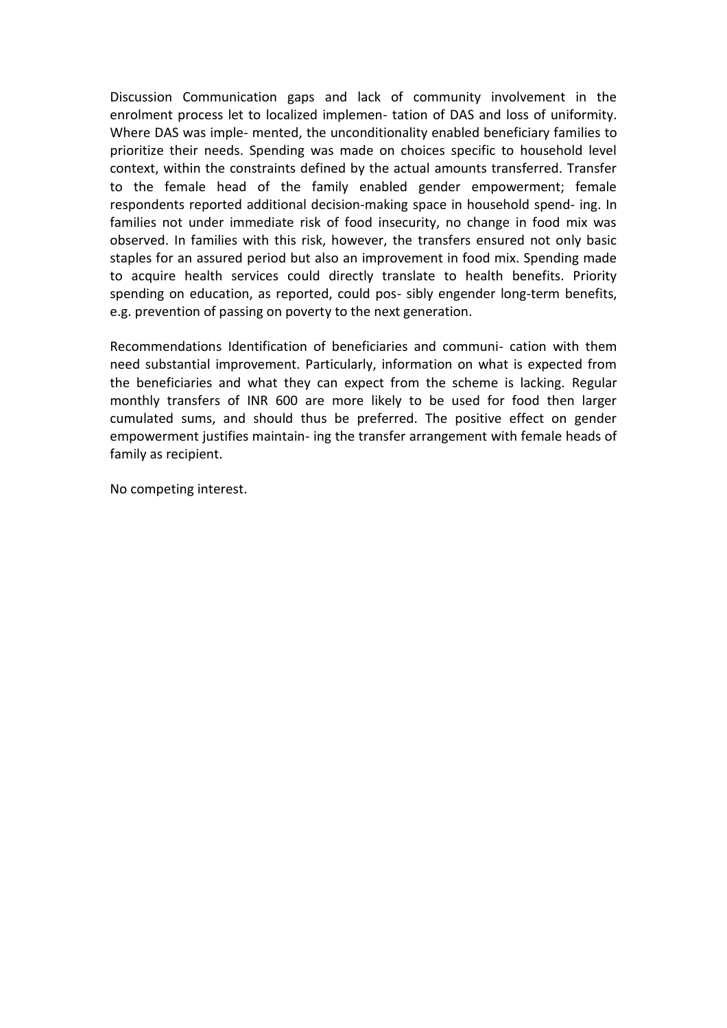Discussion Communication gaps and lack of community involvement in the enrolment process let to localized implemen- tation of DAS and loss of uniformity. Where DAS was imple- mented, the unconditionality enabled beneficiary families to prioritize their needs. Spending was made on choices specific to household level context, within the constraints defined by the actual amounts transferred. Transfer to the female head of the family enabled gender empowerment; female respondents reported additional decision-making space in household spend- ing. In families not under immediate risk of food insecurity, no change in food mix was observed. In families with this risk, however, the transfers ensured not only basic staples for an assured period but also an improvement in food mix. Spending made to acquire health services could directly translate to health benefits. Priority spending on education, as reported, could pos- sibly engender long-term benefits, e.g. prevention of passing on poverty to the next generation.

Recommendations Identification of beneficiaries and communi- cation with them need substantial improvement. Particularly, information on what is expected from the beneficiaries and what they can expect from the scheme is lacking. Regular monthly transfers of INR 600 are more likely to be used for food then larger cumulated sums, and should thus be preferred. The positive effect on gender empowerment justifies maintain- ing the transfer arrangement with female heads of family as recipient.

No competing interest.